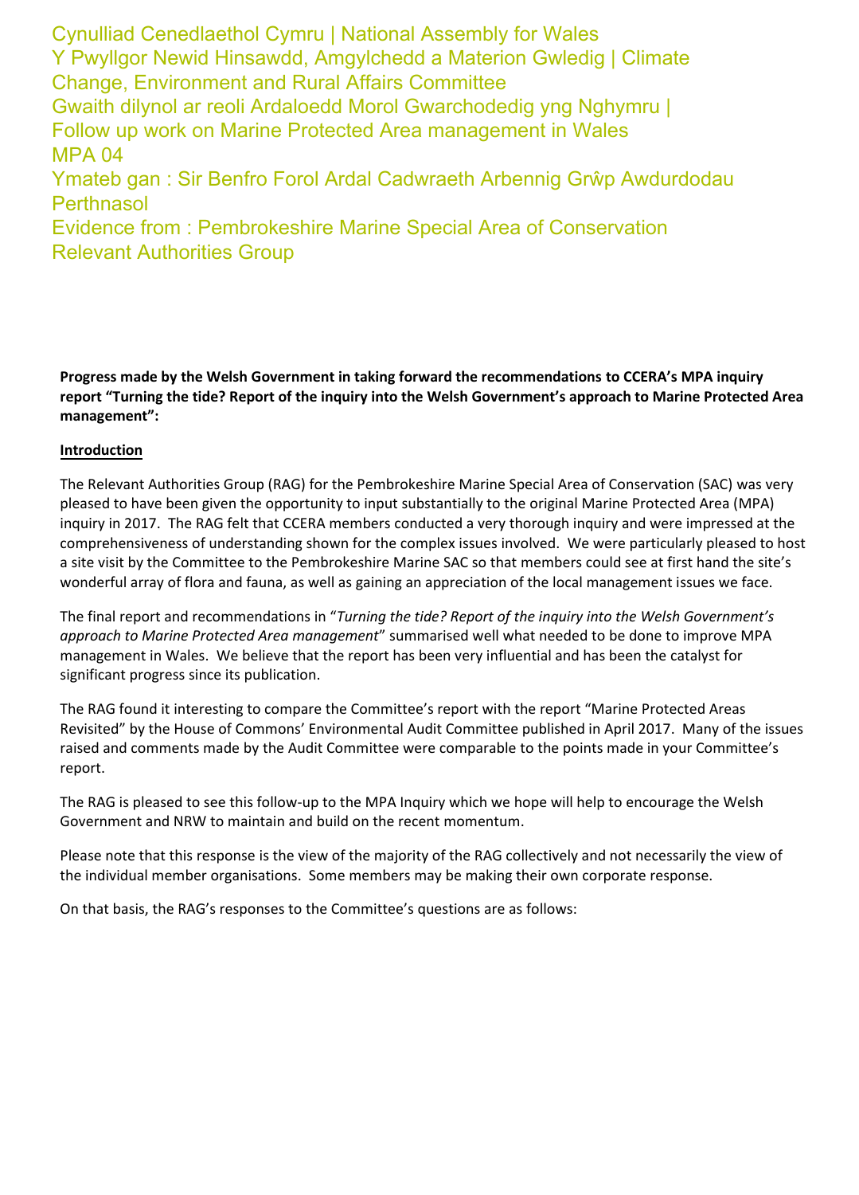Cynulliad Cenedlaethol Cymru | National Assembly for Wales
Y Pwyllgor Newid Hinsawdd, Amgylchedd a Materion Gwledig | Climate Change, Environment and Rural Affairs Committee
Gwaith dilynol ar reoli Ardaloedd Morol Gwarchodedig yng Nghymru | Follow up work on Marine Protected Area management in Wales
MPA 04
Ymateb gan : Sir Benfro Forol Ardal Cadwraeth Arbennig Grŵp Awdurdodau Perthnasol
Evidence from : Pembrokeshire Marine Special Area of Conservation Relevant Authorities Group

**Progress made by the Welsh Government in taking forward the recommendations to CCERA's MPA inquiry report "Turning the tide? Report of the inquiry into the Welsh Government's approach to Marine Protected Area management":**

## Introduction

The Relevant Authorities Group (RAG) for the Pembrokeshire Marine Special Area of Conservation (SAC) was very pleased to have been given the opportunity to input substantially to the original Marine Protected Area (MPA) inquiry in 2017. The RAG felt that CCERA members conducted a very thorough inquiry and were impressed at the comprehensiveness of understanding shown for the complex issues involved. We were particularly pleased to host a site visit by the Committee to the Pembrokeshire Marine SAC so that members could see at first hand the site's wonderful array of flora and fauna, as well as gaining an appreciation of the local management issues we face.

The final report and recommendations in "*Turning the tide? Report of the inquiry into the Welsh Government's approach to Marine Protected Area management*" summarised well what needed to be done to improve MPA management in Wales. We believe that the report has been very influential and has been the catalyst for significant progress since its publication.

The RAG found it interesting to compare the Committee's report with the report "Marine Protected Areas Revisited" by the House of Commons' Environmental Audit Committee published in April 2017. Many of the issues raised and comments made by the Audit Committee were comparable to the points made in your Committee's report.

The RAG is pleased to see this follow-up to the MPA Inquiry which we hope will help to encourage the Welsh Government and NRW to maintain and build on the recent momentum.

Please note that this response is the view of the majority of the RAG collectively and not necessarily the view of the individual member organisations. Some members may be making their own corporate response.

On that basis, the RAG's responses to the Committee's questions are as follows: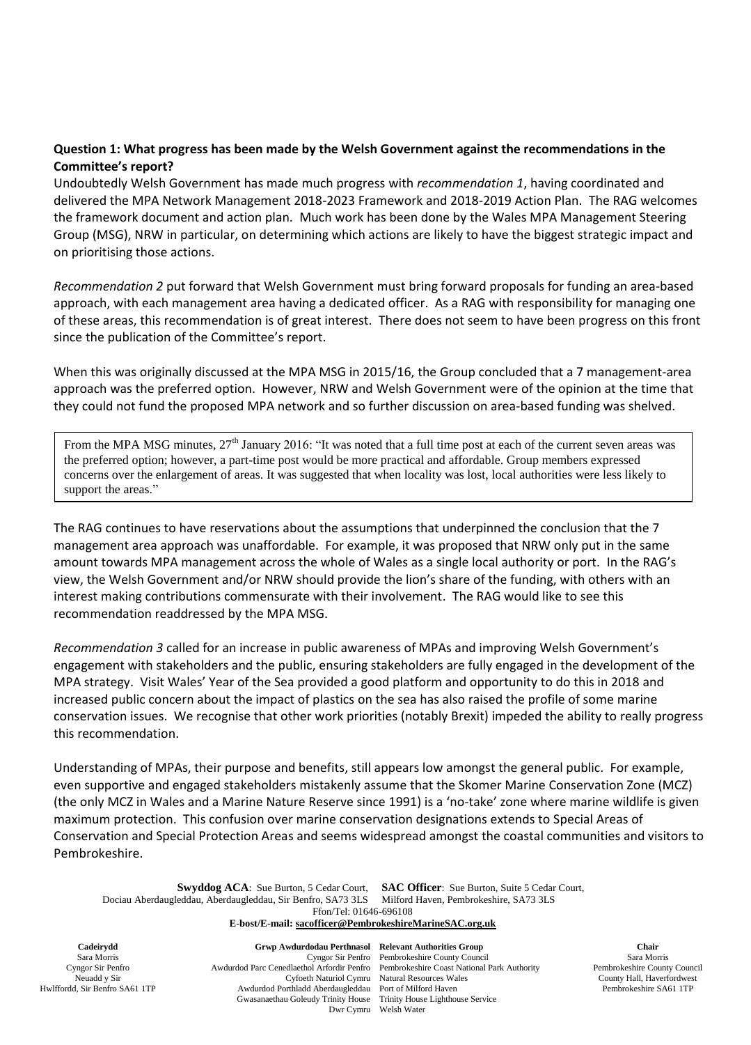**Question 1: What progress has been made by the Welsh Government against the recommendations in the Committee's report?**

Undoubtedly Welsh Government has made much progress with *recommendation 1*, having coordinated and delivered the MPA Network Management 2018-2023 Framework and 2018-2019 Action Plan. The RAG welcomes the framework document and action plan. Much work has been done by the Wales MPA Management Steering Group (MSG), NRW in particular, on determining which actions are likely to have the biggest strategic impact and on prioritising those actions.

*Recommendation 2* put forward that Welsh Government must bring forward proposals for funding an area-based approach, with each management area having a dedicated officer. As a RAG with responsibility for managing one of these areas, this recommendation is of great interest. There does not seem to have been progress on this front since the publication of the Committee's report.

When this was originally discussed at the MPA MSG in 2015/16, the Group concluded that a 7 management-area approach was the preferred option. However, NRW and Welsh Government were of the opinion at the time that they could not fund the proposed MPA network and so further discussion on area-based funding was shelved.

> From the MPA MSG minutes, 27th January 2016: "It was noted that a full time post at each of the current seven areas was the preferred option; however, a part-time post would be more practical and affordable. Group members expressed concerns over the enlargement of areas. It was suggested that when locality was lost, local authorities were less likely to support the areas."

The RAG continues to have reservations about the assumptions that underpinned the conclusion that the 7 management area approach was unaffordable. For example, it was proposed that NRW only put in the same amount towards MPA management across the whole of Wales as a single local authority or port. In the RAG's view, the Welsh Government and/or NRW should provide the lion's share of the funding, with others with an interest making contributions commensurate with their involvement. The RAG would like to see this recommendation readdressed by the MPA MSG.

*Recommendation 3* called for an increase in public awareness of MPAs and improving Welsh Government's engagement with stakeholders and the public, ensuring stakeholders are fully engaged in the development of the MPA strategy. Visit Wales' Year of the Sea provided a good platform and opportunity to do this in 2018 and increased public concern about the impact of plastics on the sea has also raised the profile of some marine conservation issues. We recognise that other work priorities (notably Brexit) impeded the ability to really progress this recommendation.

Understanding of MPAs, their purpose and benefits, still appears low amongst the general public. For example, even supportive and engaged stakeholders mistakenly assume that the Skomer Marine Conservation Zone (MCZ) (the only MCZ in Wales and a Marine Nature Reserve since 1991) is a 'no-take' zone where marine wildlife is given maximum protection. This confusion over marine conservation designations extends to Special Areas of Conservation and Special Protection Areas and seems widespread amongst the coastal communities and visitors to Pembrokeshire.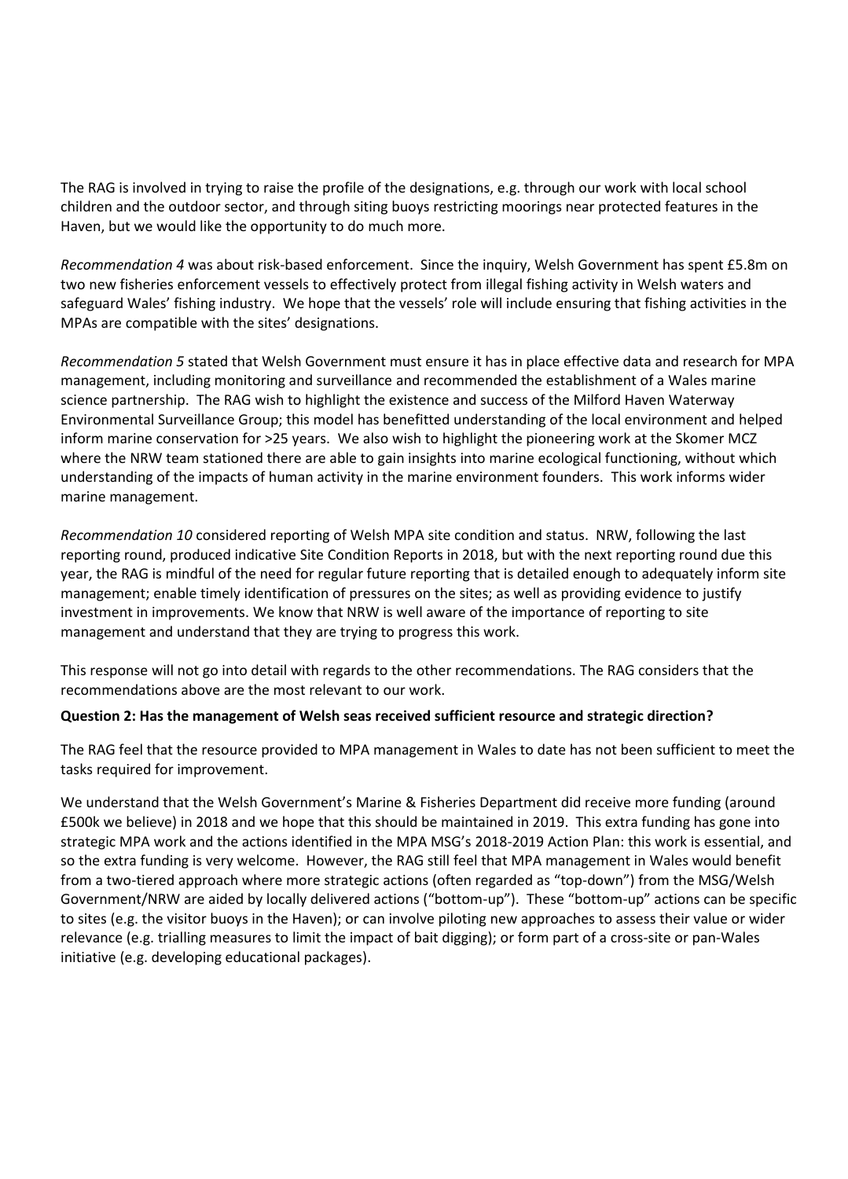The RAG is involved in trying to raise the profile of the designations, e.g. through our work with local school children and the outdoor sector, and through siting buoys restricting moorings near protected features in the Haven, but we would like the opportunity to do much more.

*Recommendation 4* was about risk-based enforcement. Since the inquiry, Welsh Government has spent £5.8m on two new fisheries enforcement vessels to effectively protect from illegal fishing activity in Welsh waters and safeguard Wales' fishing industry. We hope that the vessels' role will include ensuring that fishing activities in the MPAs are compatible with the sites' designations.

*Recommendation 5* stated that Welsh Government must ensure it has in place effective data and research for MPA management, including monitoring and surveillance and recommended the establishment of a Wales marine science partnership. The RAG wish to highlight the existence and success of the Milford Haven Waterway Environmental Surveillance Group; this model has benefitted understanding of the local environment and helped inform marine conservation for >25 years. We also wish to highlight the pioneering work at the Skomer MCZ where the NRW team stationed there are able to gain insights into marine ecological functioning, without which understanding of the impacts of human activity in the marine environment founders. This work informs wider marine management.

*Recommendation 10* considered reporting of Welsh MPA site condition and status. NRW, following the last reporting round, produced indicative Site Condition Reports in 2018, but with the next reporting round due this year, the RAG is mindful of the need for regular future reporting that is detailed enough to adequately inform site management; enable timely identification of pressures on the sites; as well as providing evidence to justify investment in improvements. We know that NRW is well aware of the importance of reporting to site management and understand that they are trying to progress this work.

This response will not go into detail with regards to the other recommendations. The RAG considers that the recommendations above are the most relevant to our work.

**Question 2: Has the management of Welsh seas received sufficient resource and strategic direction?**

The RAG feel that the resource provided to MPA management in Wales to date has not been sufficient to meet the tasks required for improvement.

We understand that the Welsh Government's Marine & Fisheries Department did receive more funding (around £500k we believe) in 2018 and we hope that this should be maintained in 2019. This extra funding has gone into strategic MPA work and the actions identified in the MPA MSG's 2018-2019 Action Plan: this work is essential, and so the extra funding is very welcome. However, the RAG still feel that MPA management in Wales would benefit from a two-tiered approach where more strategic actions (often regarded as "top-down") from the MSG/Welsh Government/NRW are aided by locally delivered actions ("bottom-up"). These "bottom-up" actions can be specific to sites (e.g. the visitor buoys in the Haven); or can involve piloting new approaches to assess their value or wider relevance (e.g. trialling measures to limit the impact of bait digging); or form part of a cross-site or pan-Wales initiative (e.g. developing educational packages).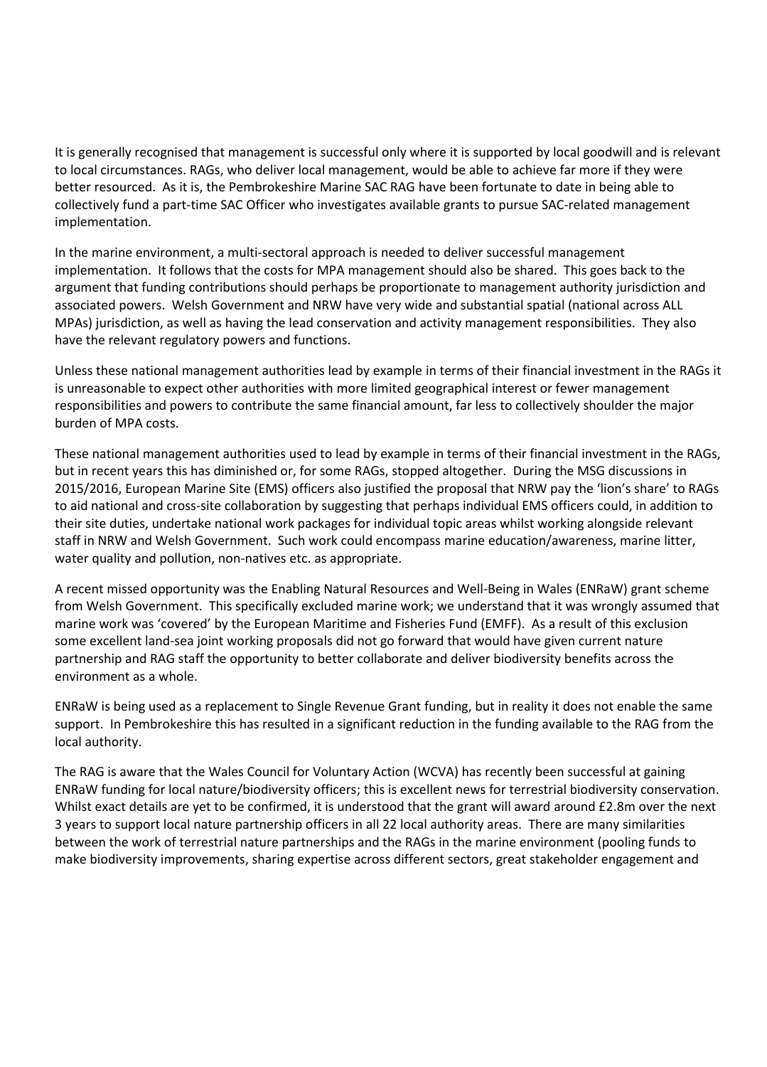It is generally recognised that management is successful only where it is supported by local goodwill and is relevant to local circumstances. RAGs, who deliver local management, would be able to achieve far more if they were better resourced. As it is, the Pembrokeshire Marine SAC RAG have been fortunate to date in being able to collectively fund a part-time SAC Officer who investigates available grants to pursue SAC-related management implementation.

In the marine environment, a multi-sectoral approach is needed to deliver successful management implementation. It follows that the costs for MPA management should also be shared. This goes back to the argument that funding contributions should perhaps be proportionate to management authority jurisdiction and associated powers. Welsh Government and NRW have very wide and substantial spatial (national across ALL MPAs) jurisdiction, as well as having the lead conservation and activity management responsibilities. They also have the relevant regulatory powers and functions.

Unless these national management authorities lead by example in terms of their financial investment in the RAGs it is unreasonable to expect other authorities with more limited geographical interest or fewer management responsibilities and powers to contribute the same financial amount, far less to collectively shoulder the major burden of MPA costs.

These national management authorities used to lead by example in terms of their financial investment in the RAGs, but in recent years this has diminished or, for some RAGs, stopped altogether. During the MSG discussions in 2015/2016, European Marine Site (EMS) officers also justified the proposal that NRW pay the 'lion's share' to RAGs to aid national and cross-site collaboration by suggesting that perhaps individual EMS officers could, in addition to their site duties, undertake national work packages for individual topic areas whilst working alongside relevant staff in NRW and Welsh Government. Such work could encompass marine education/awareness, marine litter, water quality and pollution, non-natives etc. as appropriate.

A recent missed opportunity was the Enabling Natural Resources and Well-Being in Wales (ENRaW) grant scheme from Welsh Government. This specifically excluded marine work; we understand that it was wrongly assumed that marine work was 'covered' by the European Maritime and Fisheries Fund (EMFF). As a result of this exclusion some excellent land-sea joint working proposals did not go forward that would have given current nature partnership and RAG staff the opportunity to better collaborate and deliver biodiversity benefits across the environment as a whole.

ENRaW is being used as a replacement to Single Revenue Grant funding, but in reality it does not enable the same support. In Pembrokeshire this has resulted in a significant reduction in the funding available to the RAG from the local authority.

The RAG is aware that the Wales Council for Voluntary Action (WCVA) has recently been successful at gaining ENRaW funding for local nature/biodiversity officers; this is excellent news for terrestrial biodiversity conservation. Whilst exact details are yet to be confirmed, it is understood that the grant will award around £2.8m over the next 3 years to support local nature partnership officers in all 22 local authority areas. There are many similarities between the work of terrestrial nature partnerships and the RAGs in the marine environment (pooling funds to make biodiversity improvements, sharing expertise across different sectors, great stakeholder engagement and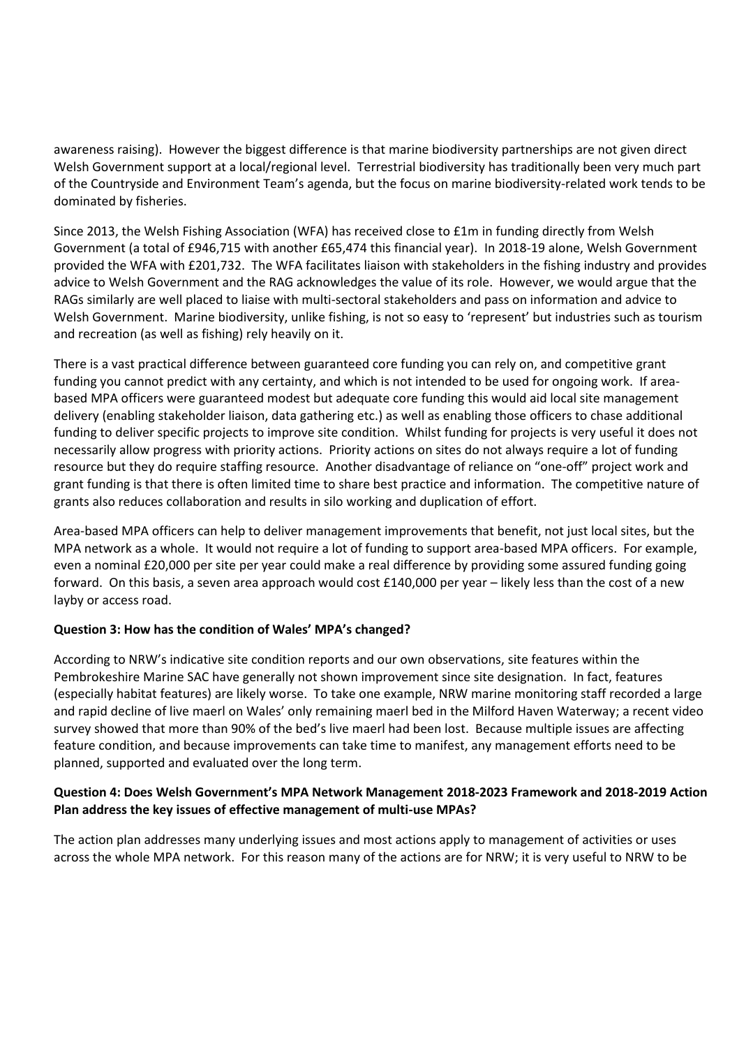awareness raising). However the biggest difference is that marine biodiversity partnerships are not given direct Welsh Government support at a local/regional level. Terrestrial biodiversity has traditionally been very much part of the Countryside and Environment Team's agenda, but the focus on marine biodiversity-related work tends to be dominated by fisheries.

Since 2013, the Welsh Fishing Association (WFA) has received close to £1m in funding directly from Welsh Government (a total of £946,715 with another £65,474 this financial year). In 2018-19 alone, Welsh Government provided the WFA with £201,732. The WFA facilitates liaison with stakeholders in the fishing industry and provides advice to Welsh Government and the RAG acknowledges the value of its role. However, we would argue that the RAGs similarly are well placed to liaise with multi-sectoral stakeholders and pass on information and advice to Welsh Government. Marine biodiversity, unlike fishing, is not so easy to 'represent' but industries such as tourism and recreation (as well as fishing) rely heavily on it.

There is a vast practical difference between guaranteed core funding you can rely on, and competitive grant funding you cannot predict with any certainty, and which is not intended to be used for ongoing work. If area-based MPA officers were guaranteed modest but adequate core funding this would aid local site management delivery (enabling stakeholder liaison, data gathering etc.) as well as enabling those officers to chase additional funding to deliver specific projects to improve site condition. Whilst funding for projects is very useful it does not necessarily allow progress with priority actions. Priority actions on sites do not always require a lot of funding resource but they do require staffing resource. Another disadvantage of reliance on "one-off" project work and grant funding is that there is often limited time to share best practice and information. The competitive nature of grants also reduces collaboration and results in silo working and duplication of effort.

Area-based MPA officers can help to deliver management improvements that benefit, not just local sites, but the MPA network as a whole. It would not require a lot of funding to support area-based MPA officers. For example, even a nominal £20,000 per site per year could make a real difference by providing some assured funding going forward. On this basis, a seven area approach would cost £140,000 per year – likely less than the cost of a new layby or access road.

**Question 3: How has the condition of Wales' MPA's changed?**

According to NRW's indicative site condition reports and our own observations, site features within the Pembrokeshire Marine SAC have generally not shown improvement since site designation. In fact, features (especially habitat features) are likely worse. To take one example, NRW marine monitoring staff recorded a large and rapid decline of live maerl on Wales' only remaining maerl bed in the Milford Haven Waterway; a recent video survey showed that more than 90% of the bed's live maerl had been lost. Because multiple issues are affecting feature condition, and because improvements can take time to manifest, any management efforts need to be planned, supported and evaluated over the long term.

**Question 4: Does Welsh Government's MPA Network Management 2018-2023 Framework and 2018-2019 Action Plan address the key issues of effective management of multi-use MPAs?**

The action plan addresses many underlying issues and most actions apply to management of activities or uses across the whole MPA network. For this reason many of the actions are for NRW; it is very useful to NRW to be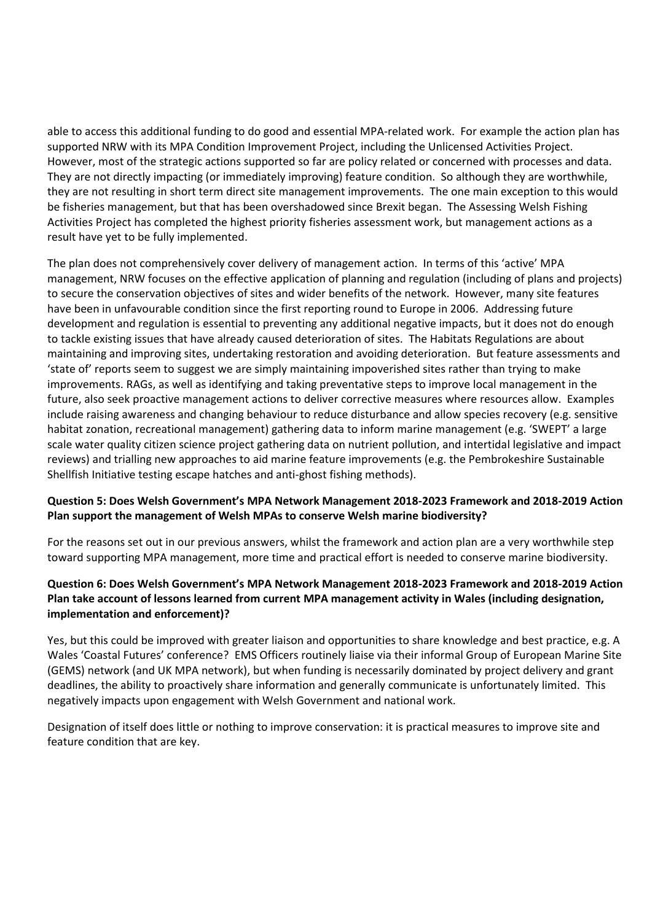able to access this additional funding to do good and essential MPA-related work. For example the action plan has supported NRW with its MPA Condition Improvement Project, including the Unlicensed Activities Project. However, most of the strategic actions supported so far are policy related or concerned with processes and data. They are not directly impacting (or immediately improving) feature condition. So although they are worthwhile, they are not resulting in short term direct site management improvements. The one main exception to this would be fisheries management, but that has been overshadowed since Brexit began. The Assessing Welsh Fishing Activities Project has completed the highest priority fisheries assessment work, but management actions as a result have yet to be fully implemented.

The plan does not comprehensively cover delivery of management action. In terms of this 'active' MPA management, NRW focuses on the effective application of planning and regulation (including of plans and projects) to secure the conservation objectives of sites and wider benefits of the network. However, many site features have been in unfavourable condition since the first reporting round to Europe in 2006. Addressing future development and regulation is essential to preventing any additional negative impacts, but it does not do enough to tackle existing issues that have already caused deterioration of sites. The Habitats Regulations are about maintaining and improving sites, undertaking restoration and avoiding deterioration. But feature assessments and 'state of' reports seem to suggest we are simply maintaining impoverished sites rather than trying to make improvements. RAGs, as well as identifying and taking preventative steps to improve local management in the future, also seek proactive management actions to deliver corrective measures where resources allow. Examples include raising awareness and changing behaviour to reduce disturbance and allow species recovery (e.g. sensitive habitat zonation, recreational management) gathering data to inform marine management (e.g. 'SWEPT' a large scale water quality citizen science project gathering data on nutrient pollution, and intertidal legislative and impact reviews) and trialling new approaches to aid marine feature improvements (e.g. the Pembrokeshire Sustainable Shellfish Initiative testing escape hatches and anti-ghost fishing methods).

**Question 5: Does Welsh Government's MPA Network Management 2018-2023 Framework and 2018-2019 Action Plan support the management of Welsh MPAs to conserve Welsh marine biodiversity?**

For the reasons set out in our previous answers, whilst the framework and action plan are a very worthwhile step toward supporting MPA management, more time and practical effort is needed to conserve marine biodiversity.

**Question 6: Does Welsh Government's MPA Network Management 2018-2023 Framework and 2018-2019 Action Plan take account of lessons learned from current MPA management activity in Wales (including designation, implementation and enforcement)?**

Yes, but this could be improved with greater liaison and opportunities to share knowledge and best practice, e.g. A Wales 'Coastal Futures' conference? EMS Officers routinely liaise via their informal Group of European Marine Site (GEMS) network (and UK MPA network), but when funding is necessarily dominated by project delivery and grant deadlines, the ability to proactively share information and generally communicate is unfortunately limited. This negatively impacts upon engagement with Welsh Government and national work.

Designation of itself does little or nothing to improve conservation: it is practical measures to improve site and feature condition that are key.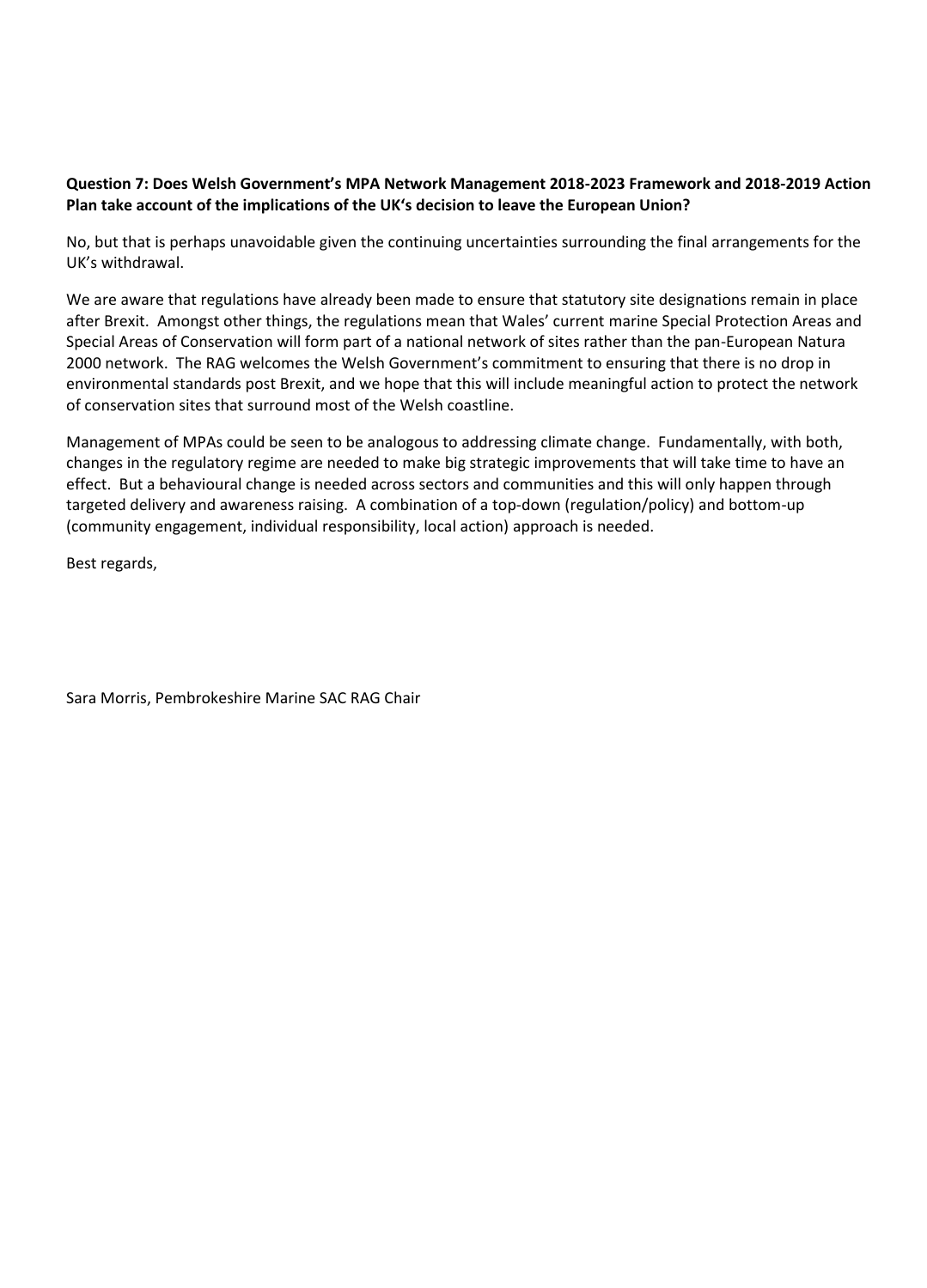**Question 7: Does Welsh Government's MPA Network Management 2018-2023 Framework and 2018-2019 Action Plan take account of the implications of the UK's decision to leave the European Union?**

No, but that is perhaps unavoidable given the continuing uncertainties surrounding the final arrangements for the UK's withdrawal.

We are aware that regulations have already been made to ensure that statutory site designations remain in place after Brexit. Amongst other things, the regulations mean that Wales' current marine Special Protection Areas and Special Areas of Conservation will form part of a national network of sites rather than the pan-European Natura 2000 network. The RAG welcomes the Welsh Government's commitment to ensuring that there is no drop in environmental standards post Brexit, and we hope that this will include meaningful action to protect the network of conservation sites that surround most of the Welsh coastline.

Management of MPAs could be seen to be analogous to addressing climate change. Fundamentally, with both, changes in the regulatory regime are needed to make big strategic improvements that will take time to have an effect. But a behavioural change is needed across sectors and communities and this will only happen through targeted delivery and awareness raising. A combination of a top-down (regulation/policy) and bottom-up (community engagement, individual responsibility, local action) approach is needed.

Best regards,

Sara Morris, Pembrokeshire Marine SAC RAG Chair